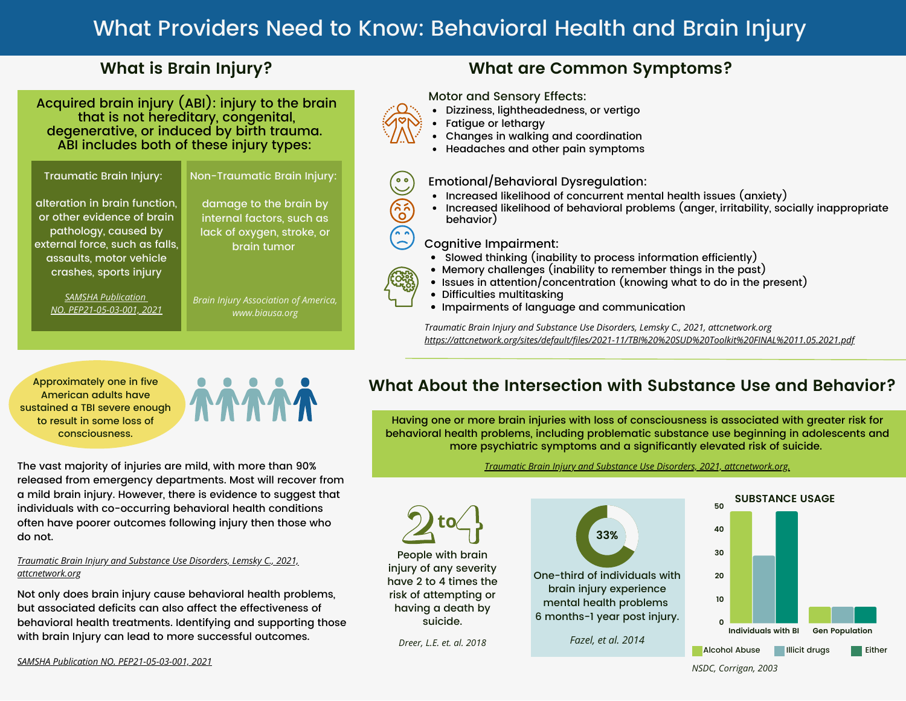# What Providers Need to Know: Behavioral Health and Brain Injury

## What is Brain Injury?

**Acquired brain injury (ABI): injury to the brain that is not hereditary, congenital, degenerative, or induced by birth trauma. ABI includes both of these injury types:**

**Traumatic Brain Injury:**

alteration in brain function, or other evidence of brain pathology, caused by external force, such as falls, assaults, motor vehicle crashes, sports injury

*SAMSHA Publication NO. PEP21-05-03-001, 2021*

**Non-Traumatic Brain Injury:**

damage to the brain by internal factors, such as lack of oxygen, stroke, or brain tumor

*Brain Injury Association of America, www.biausa.org*

Approximately one in five American adults have sustained a TBI severe enough to result in some loss of consciousness.

The vast majority of injuries are mild, with more than 90% released from emergency departments. Most will recover from a mild brain injury. However, there is evidence to suggest that individuals with co-occurring behavioral health conditions often have poorer outcomes following injury then those who do not.

*Traumatic Brain Injury and Substance Use Disorders, Lemsky C., 2021, attcnetwork.org*

Not only does brain injury cause behavioral health problems, but associated deficits can also affect the effectiveness of behavioral health treatments. Identifying and supporting those with brain Injury can lead to more successful outcomes.

*SAMSHA Publication NO. PEP21-05-03-001, 2021*

## What are Common Symptoms?

**Motor and Sensory Effects:**
- Dizziness, lightheadedness, or vertigo
- Fatigue or lethargy
- Changes in walking and coordination
- Headaches and other pain symptoms

**Emotional/Behavioral Dysregulation:**
- Increased likelihood of concurrent mental health issues (anxiety)
- Increased likelihood of behavioral problems (anger, irritability, socially inappropriate behavior)

**Cognitive Impairment:**
- Slowed thinking (inability to process information efficiently)
- Memory challenges (inability to remember things in the past)
- Issues in attention/concentration (knowing what to do in the present)
- Difficulties multitasking
- Impairments of language and communication

*Traumatic Brain Injury and Substance Use Disorders, Lemsky C., 2021, attcnetwork.org*
*https://attcnetwork.org/sites/default/files/2021-11/TBI%20%20SUD%20Toolkit%20FINAL%2011.05.2021.pdf*

## What About the Intersection with Substance Use and Behavior?

Having one or more brain injuries with loss of consciousness is associated with greater risk for behavioral health problems, including problematic substance use beginning in adolescents and more psychiatric symptoms and a significantly elevated risk of suicide.

*Traumatic Brain Injury and Substance Use Disorders, 2021, attcnetwork.org.*

**2 to 4**

People with brain injury of any severity have 2 to 4 times the risk of attempting or having a death by suicide.

*Dreer, L.E. et. al. 2018*

**33%**

One-third of individuals with brain injury experience mental health problems 6 months-1 year post injury.

*Fazel, et al. 2014*

**SUBSTANCE USAGE**

| | Alcohol Abuse | Illicit drugs | Either |
|---|---|---|---|
| Individuals with BI | ~48 | ~29 | ~48 |
| Gen Population | ~7 | ~7 | ~7 |

*NSDC, Corrigan, 2003*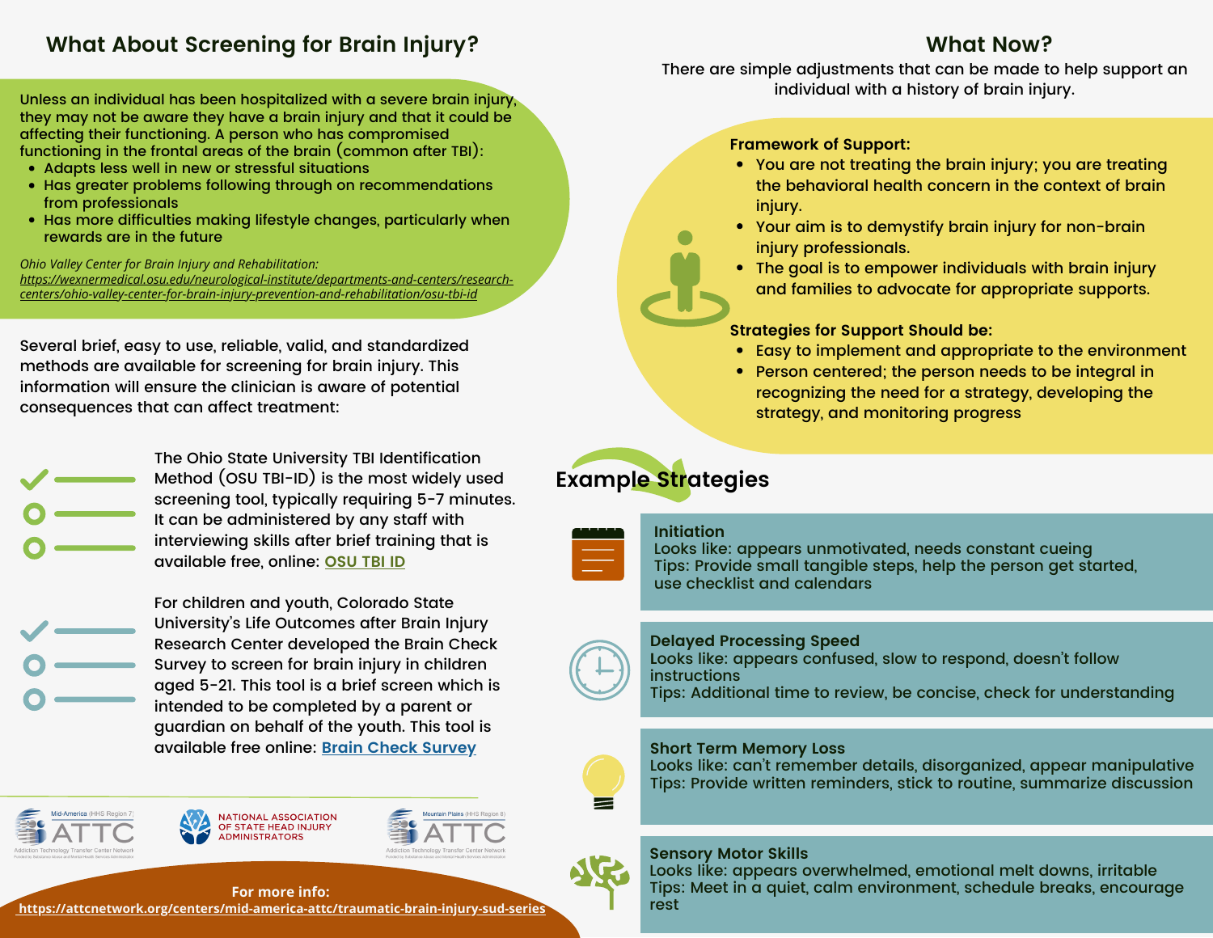## What About Screening for Brain Injury?

Unless an individual has been hospitalized with a severe brain injury, they may not be aware they have a brain injury and that it could be affecting their functioning. A person who has compromised functioning in the frontal areas of the brain (common after TBI):

- Adapts less well in new or stressful situations
- Has greater problems following through on recommendations from professionals
- Has more difficulties making lifestyle changes, particularly when rewards are in the future

*Ohio Valley Center for Brain Injury and Rehabilitation: https://wexnermedical.osu.edu/neurological-institute/departments-and-centers/research-centers/ohio-valley-center-for-brain-injury-prevention-and-rehabilitation/osu-tbi-id*

Several brief, easy to use, reliable, valid, and standardized methods are available for screening for brain injury. This information will ensure the clinician is aware of potential consequences that can affect treatment:

The Ohio State University TBI Identification Method (OSU TBI-ID) is the most widely used screening tool, typically requiring 5-7 minutes. It can be administered by any staff with interviewing skills after brief training that is available free, online: **OSU TBI ID**

For children and youth, Colorado State University's Life Outcomes after Brain Injury Research Center developed the Brain Check Survey to screen for brain injury in children aged 5-21. This tool is a brief screen which is intended to be completed by a parent or guardian on behalf of the youth. This tool is available free online: **Brain Check Survey**

Mid-America (HHS Region 7) ATTC Addiction Technology Transfer Center Network

National Association of State Head Injury Administrators

Mountain Plains (HHS Region 8) ATTC Addiction Technology Transfer Center Network

**For more info:**
**https://attcnetwork.org/centers/mid-america-attc/traumatic-brain-injury-sud-series**

## What Now?

There are simple adjustments that can be made to help support an individual with a history of brain injury.

**Framework of Support:**

- You are not treating the brain injury; you are treating the behavioral health concern in the context of brain injury.
- Your aim is to demystify brain injury for non-brain injury professionals.
- The goal is to empower individuals with brain injury and families to advocate for appropriate supports.

**Strategies for Support Should be:**

- Easy to implement and appropriate to the environment
- Person centered; the person needs to be integral in recognizing the need for a strategy, developing the strategy, and monitoring progress

## Example Strategies

**Initiation**
Looks like: appears unmotivated, needs constant cueing
Tips: Provide small tangible steps, help the person get started, use checklist and calendars

**Delayed Processing Speed**
Looks like: appears confused, slow to respond, doesn't follow instructions
Tips: Additional time to review, be concise, check for understanding

**Short Term Memory Loss**
Looks like: can't remember details, disorganized, appear manipulative
Tips: Provide written reminders, stick to routine, summarize discussion

**Sensory Motor Skills**
Looks like: appears overwhelmed, emotional melt downs, irritable
Tips: Meet in a quiet, calm environment, schedule breaks, encourage rest